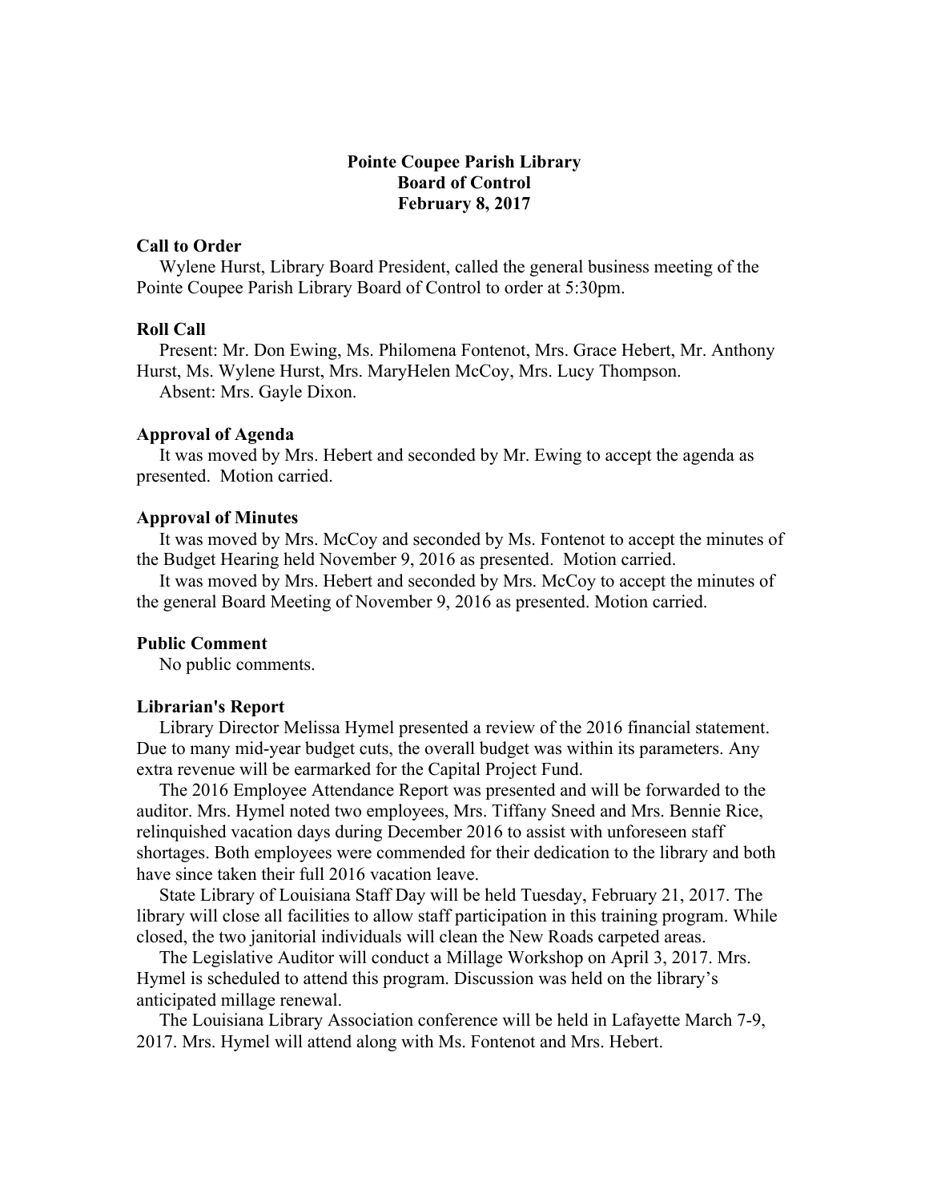**Pointe Coupee Parish Library**
**Board of Control**
**February 8, 2017**

### Call to Order

Wylene Hurst, Library Board President, called the general business meeting of the Pointe Coupee Parish Library Board of Control to order at 5:30pm.

### Roll Call

Present: Mr. Don Ewing, Ms. Philomena Fontenot, Mrs. Grace Hebert, Mr. Anthony Hurst, Ms. Wylene Hurst, Mrs. MaryHelen McCoy, Mrs. Lucy Thompson.

Absent: Mrs. Gayle Dixon.

### Approval of Agenda

It was moved by Mrs. Hebert and seconded by Mr. Ewing to accept the agenda as presented. Motion carried.

### Approval of Minutes

It was moved by Mrs. McCoy and seconded by Ms. Fontenot to accept the minutes of the Budget Hearing held November 9, 2016 as presented. Motion carried.

It was moved by Mrs. Hebert and seconded by Mrs. McCoy to accept the minutes of the general Board Meeting of November 9, 2016 as presented. Motion carried.

### Public Comment

No public comments.

### Librarian's Report

Library Director Melissa Hymel presented a review of the 2016 financial statement. Due to many mid-year budget cuts, the overall budget was within its parameters. Any extra revenue will be earmarked for the Capital Project Fund.

The 2016 Employee Attendance Report was presented and will be forwarded to the auditor. Mrs. Hymel noted two employees, Mrs. Tiffany Sneed and Mrs. Bennie Rice, relinquished vacation days during December 2016 to assist with unforeseen staff shortages. Both employees were commended for their dedication to the library and both have since taken their full 2016 vacation leave.

State Library of Louisiana Staff Day will be held Tuesday, February 21, 2017. The library will close all facilities to allow staff participation in this training program. While closed, the two janitorial individuals will clean the New Roads carpeted areas.

The Legislative Auditor will conduct a Millage Workshop on April 3, 2017. Mrs. Hymel is scheduled to attend this program. Discussion was held on the library's anticipated millage renewal.

The Louisiana Library Association conference will be held in Lafayette March 7-9, 2017. Mrs. Hymel will attend along with Ms. Fontenot and Mrs. Hebert.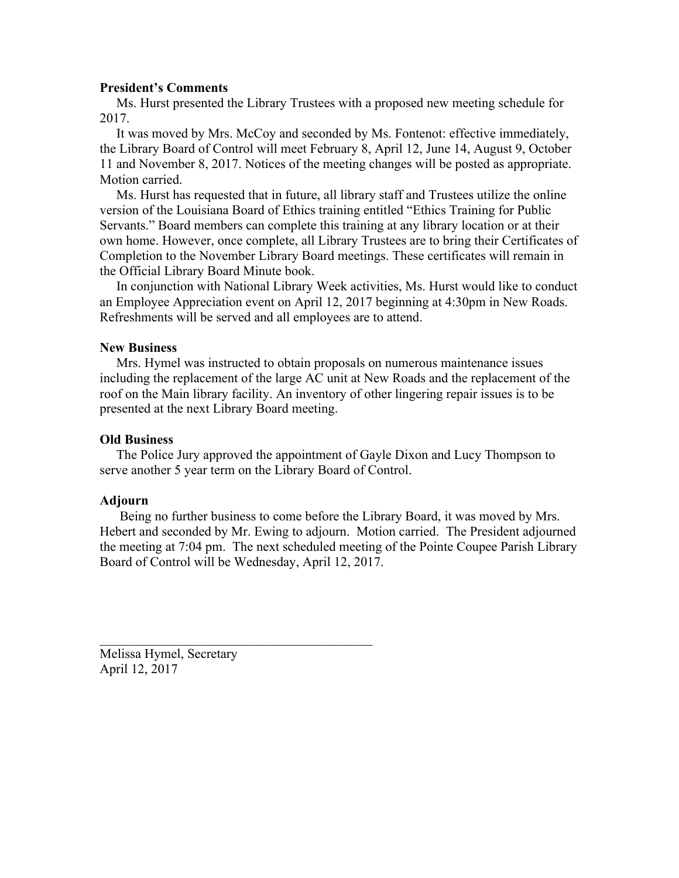**President's Comments**

Ms. Hurst presented the Library Trustees with a proposed new meeting schedule for 2017.

It was moved by Mrs. McCoy and seconded by Ms. Fontenot: effective immediately, the Library Board of Control will meet February 8, April 12, June 14, August 9, October 11 and November 8, 2017. Notices of the meeting changes will be posted as appropriate. Motion carried.

Ms. Hurst has requested that in future, all library staff and Trustees utilize the online version of the Louisiana Board of Ethics training entitled "Ethics Training for Public Servants." Board members can complete this training at any library location or at their own home. However, once complete, all Library Trustees are to bring their Certificates of Completion to the November Library Board meetings. These certificates will remain in the Official Library Board Minute book.

In conjunction with National Library Week activities, Ms. Hurst would like to conduct an Employee Appreciation event on April 12, 2017 beginning at 4:30pm in New Roads. Refreshments will be served and all employees are to attend.

**New Business**

Mrs. Hymel was instructed to obtain proposals on numerous maintenance issues including the replacement of the large AC unit at New Roads and the replacement of the roof on the Main library facility. An inventory of other lingering repair issues is to be presented at the next Library Board meeting.

**Old Business**

The Police Jury approved the appointment of Gayle Dixon and Lucy Thompson to serve another 5 year term on the Library Board of Control.

**Adjourn**

Being no further business to come before the Library Board, it was moved by Mrs. Hebert and seconded by Mr. Ewing to adjourn. Motion carried. The President adjourned the meeting at 7:04 pm. The next scheduled meeting of the Pointe Coupee Parish Library Board of Control will be Wednesday, April 12, 2017.

\_\_\_\_\_\_\_\_\_\_\_\_\_\_\_\_\_\_\_\_\_\_\_\_\_\_\_\_\_\_\_\_\_\_\_\_\_\_\_\_

Melissa Hymel, Secretary

April 12, 2017